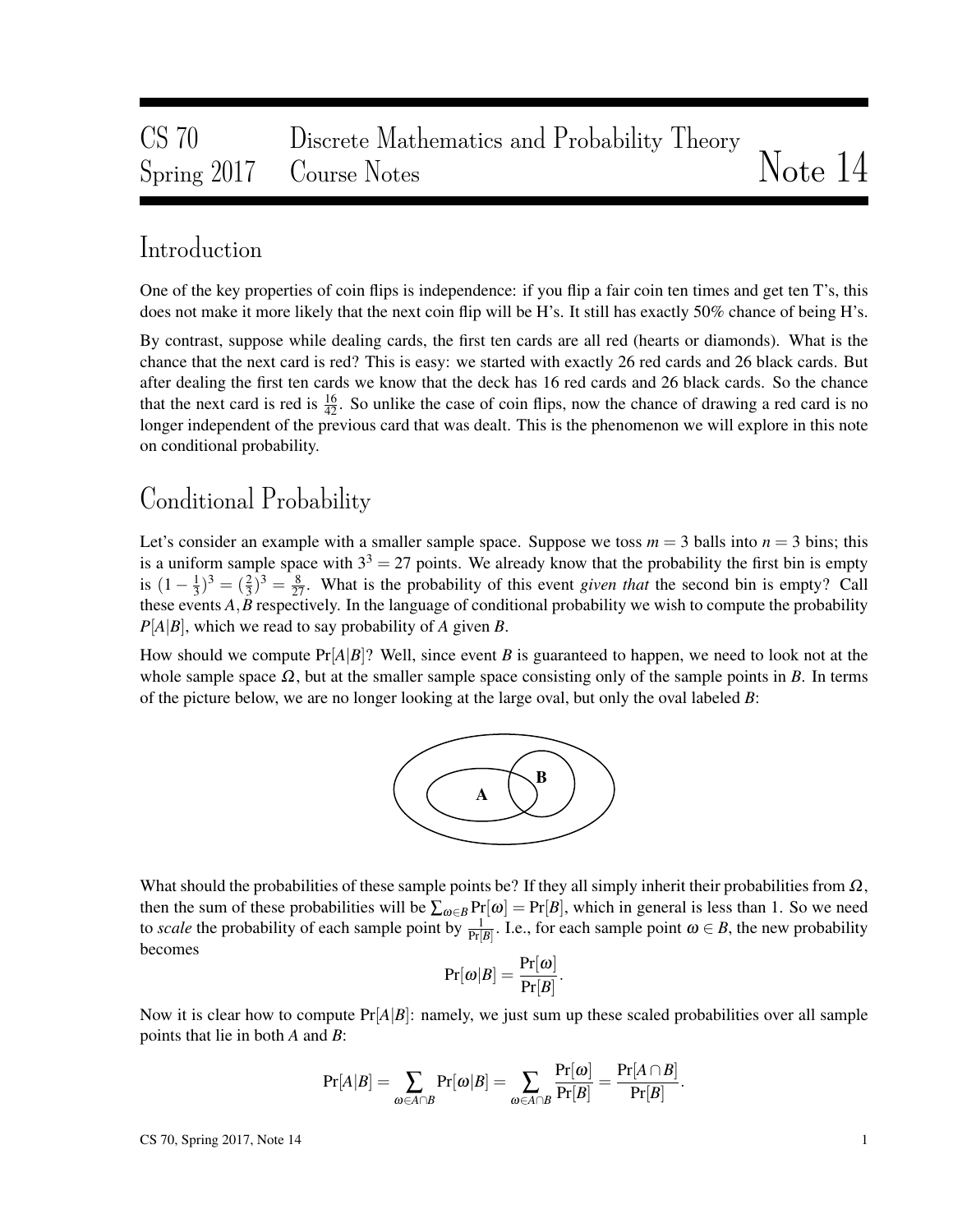CS 70 Spring 2017 — Discrete Mathematics and Probability Theory Course Notes — Note 14

## Introduction

One of the key properties of coin flips is independence: if you flip a fair coin ten times and get ten T's, this does not make it more likely that the next coin flip will be H's. It still has exactly 50% chance of being H's.

By contrast, suppose while dealing cards, the first ten cards are all red (hearts or diamonds). What is the chance that the next card is red? This is easy: we started with exactly 26 red cards and 26 black cards. But after dealing the first ten cards we know that the deck has 16 red cards and 26 black cards. So the chance that the next card is red is $\frac{16}{42}$. So unlike the case of coin flips, now the chance of drawing a red card is no longer independent of the previous card that was dealt. This is the phenomenon we will explore in this note on conditional probability.

## Conditional Probability

Let's consider an example with a smaller sample space. Suppose we toss $m = 3$ balls into $n = 3$ bins; this is a uniform sample space with $3^3 = 27$ points. We already know that the probability the first bin is empty is $(1 - \frac{1}{3})^3 = (\frac{2}{3})^3 = \frac{8}{27}$. What is the probability of this event *given that* the second bin is empty? Call these events $A, B$ respectively. In the language of conditional probability we wish to compute the probability $P[A|B]$, which we read to say probability of $A$ given $B$.

How should we compute $\Pr[A|B]$? Well, since event $B$ is guaranteed to happen, we need to look not at the whole sample space $\Omega$, but at the smaller sample space consisting only of the sample points in $B$. In terms of the picture below, we are no longer looking at the large oval, but only the oval labeled $B$:

What should the probabilities of these sample points be? If they all simply inherit their probabilities from $\Omega$, then the sum of these probabilities will be $\sum_{\omega \in B} \Pr[\omega] = \Pr[B]$, which in general is less than 1. So we need to *scale* the probability of each sample point by $\frac{1}{\Pr[B]}$. I.e., for each sample point $\omega \in B$, the new probability becomes

$$\Pr[\omega|B] = \frac{\Pr[\omega]}{\Pr[B]}.$$

Now it is clear how to compute $\Pr[A|B]$: namely, we just sum up these scaled probabilities over all sample points that lie in both $A$ and $B$:

$$\Pr[A|B] = \sum_{\omega \in A \cap B} \Pr[\omega|B] = \sum_{\omega \in A \cap B} \frac{\Pr[\omega]}{\Pr[B]} = \frac{\Pr[A \cap B]}{\Pr[B]}.$$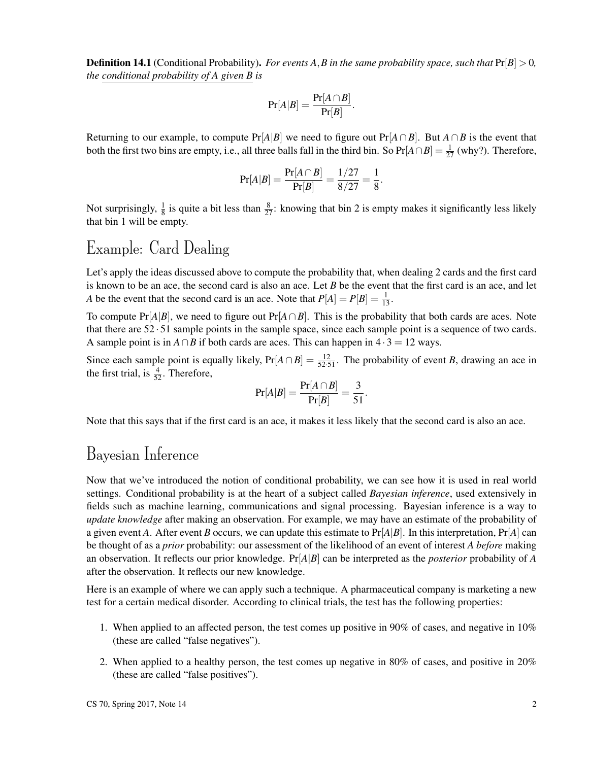**Definition 14.1** (Conditional Probability)**.** *For events $A, B$ in the same probability space, such that $\Pr[B] > 0$, the conditional probability of $A$ given $B$ is*

$$\Pr[A|B] = \frac{\Pr[A \cap B]}{\Pr[B]}.$$

Returning to our example, to compute $\Pr[A|B]$ we need to figure out $\Pr[A \cap B]$. But $A \cap B$ is the event that both the first two bins are empty, i.e., all three balls fall in the third bin. So $\Pr[A \cap B] = \frac{1}{27}$ (why?). Therefore,

$$\Pr[A|B] = \frac{\Pr[A \cap B]}{\Pr[B]} = \frac{1/27}{8/27} = \frac{1}{8}.$$

Not surprisingly, $\frac{1}{8}$ is quite a bit less than $\frac{8}{27}$: knowing that bin 2 is empty makes it significantly less likely that bin 1 will be empty.

# Example: Card Dealing

Let's apply the ideas discussed above to compute the probability that, when dealing 2 cards and the first card is known to be an ace, the second card is also an ace. Let $B$ be the event that the first card is an ace, and let $A$ be the event that the second card is an ace. Note that $P[A] = P[B] = \frac{1}{13}$.

To compute $\Pr[A|B]$, we need to figure out $\Pr[A \cap B]$. This is the probability that both cards are aces. Note that there are $52 \cdot 51$ sample points in the sample space, since each sample point is a sequence of two cards. A sample point is in $A \cap B$ if both cards are aces. This can happen in $4 \cdot 3 = 12$ ways.

Since each sample point is equally likely, $\Pr[A \cap B] = \frac{12}{52 \cdot 51}$. The probability of event $B$, drawing an ace in the first trial, is $\frac{4}{52}$. Therefore,

$$\Pr[A|B] = \frac{\Pr[A \cap B]}{\Pr[B]} = \frac{3}{51}.$$

Note that this says that if the first card is an ace, it makes it less likely that the second card is also an ace.

# Bayesian Inference

Now that we've introduced the notion of conditional probability, we can see how it is used in real world settings. Conditional probability is at the heart of a subject called *Bayesian inference*, used extensively in fields such as machine learning, communications and signal processing. Bayesian inference is a way to *update knowledge* after making an observation. For example, we may have an estimate of the probability of a given event $A$. After event $B$ occurs, we can update this estimate to $\Pr[A|B]$. In this interpretation, $\Pr[A]$ can be thought of as a *prior* probability: our assessment of the likelihood of an event of interest $A$ *before* making an observation. It reflects our prior knowledge. $\Pr[A|B]$ can be interpreted as the *posterior* probability of $A$ after the observation. It reflects our new knowledge.

Here is an example of where we can apply such a technique. A pharmaceutical company is marketing a new test for a certain medical disorder. According to clinical trials, the test has the following properties:

1. When applied to an affected person, the test comes up positive in 90% of cases, and negative in 10% (these are called "false negatives").

2. When applied to a healthy person, the test comes up negative in 80% of cases, and positive in 20% (these are called "false positives").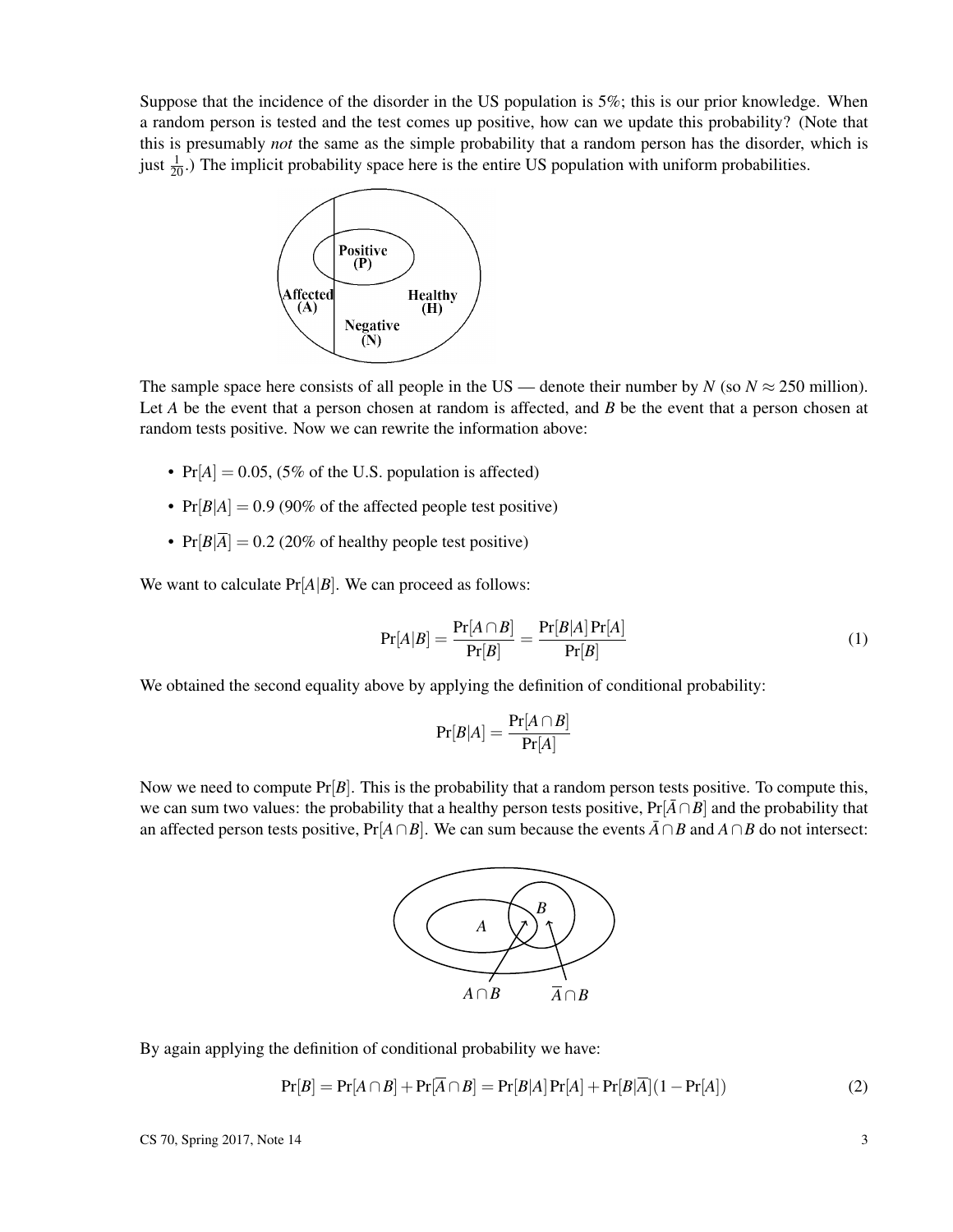Suppose that the incidence of the disorder in the US population is 5%; this is our prior knowledge. When a random person is tested and the test comes up positive, how can we update this probability? (Note that this is presumably *not* the same as the simple probability that a random person has the disorder, which is just $\frac{1}{20}$.) The implicit probability space here is the entire US population with uniform probabilities.

The sample space here consists of all people in the US — denote their number by $N$ (so $N \approx 250$ million). Let $A$ be the event that a person chosen at random is affected, and $B$ be the event that a person chosen at random tests positive. Now we can rewrite the information above:

- $\Pr[A] = 0.05$, (5% of the U.S. population is affected)
- $\Pr[B|A] = 0.9$ (90% of the affected people test positive)
- $\Pr[B|\overline{A}] = 0.2$ (20% of healthy people test positive)

We want to calculate $\Pr[A|B]$. We can proceed as follows:

$$\Pr[A|B] = \frac{\Pr[A \cap B]}{\Pr[B]} = \frac{\Pr[B|A]\Pr[A]}{\Pr[B]} \tag{1}$$

We obtained the second equality above by applying the definition of conditional probability:

$$\Pr[B|A] = \frac{\Pr[A \cap B]}{\Pr[A]}$$

Now we need to compute $\Pr[B]$. This is the probability that a random person tests positive. To compute this, we can sum two values: the probability that a healthy person tests positive, $\Pr[\bar{A} \cap B]$ and the probability that an affected person tests positive, $\Pr[A \cap B]$. We can sum because the events $\bar{A} \cap B$ and $A \cap B$ do not intersect:

By again applying the definition of conditional probability we have:

$$\Pr[B] = \Pr[A \cap B] + \Pr[\overline{A} \cap B] = \Pr[B|A]\Pr[A] + \Pr[B|\overline{A}](1 - \Pr[A]) \tag{2}$$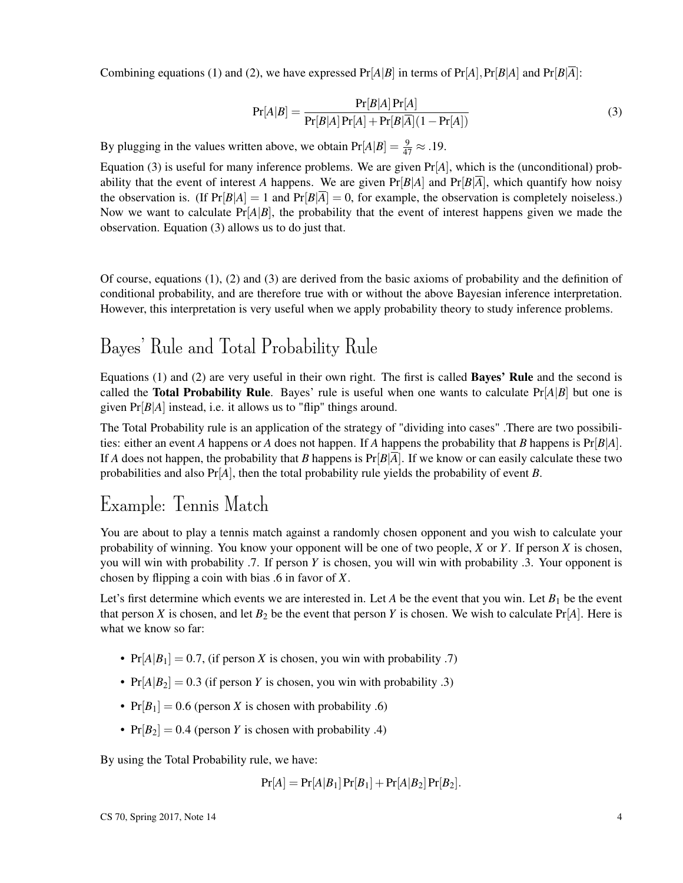Combining equations (1) and (2), we have expressed $\Pr[A|B]$ in terms of $\Pr[A], \Pr[B|A]$ and $\Pr[B|\overline{A}]$:

$$\Pr[A|B] = \frac{\Pr[B|A]\Pr[A]}{\Pr[B|A]\Pr[A] + \Pr[B|\overline{A}](1-\Pr[A])} \tag{3}$$

By plugging in the values written above, we obtain $\Pr[A|B] = \frac{9}{47} \approx .19$.

Equation (3) is useful for many inference problems. We are given $\Pr[A]$, which is the (unconditional) probability that the event of interest $A$ happens. We are given $\Pr[B|A]$ and $\Pr[B|\overline{A}]$, which quantify how noisy the observation is. (If $\Pr[B|A] = 1$ and $\Pr[B|\overline{A}] = 0$, for example, the observation is completely noiseless.) Now we want to calculate $\Pr[A|B]$, the probability that the event of interest happens given we made the observation. Equation (3) allows us to do just that.

Of course, equations (1), (2) and (3) are derived from the basic axioms of probability and the definition of conditional probability, and are therefore true with or without the above Bayesian inference interpretation. However, this interpretation is very useful when we apply probability theory to study inference problems.

# Bayes' Rule and Total Probability Rule

Equations (1) and (2) are very useful in their own right. The first is called **Bayes' Rule** and the second is called the **Total Probability Rule**. Bayes' rule is useful when one wants to calculate $\Pr[A|B]$ but one is given $\Pr[B|A]$ instead, i.e. it allows us to "flip" things around.

The Total Probability rule is an application of the strategy of "dividing into cases" .There are two possibilities: either an event $A$ happens or $A$ does not happen. If $A$ happens the probability that $B$ happens is $\Pr[B|A]$. If $A$ does not happen, the probability that $B$ happens is $\Pr[B|\overline{A}]$. If we know or can easily calculate these two probabilities and also $\Pr[A]$, then the total probability rule yields the probability of event $B$.

# Example: Tennis Match

You are about to play a tennis match against a randomly chosen opponent and you wish to calculate your probability of winning. You know your opponent will be one of two people, $X$ or $Y$. If person $X$ is chosen, you will win with probability .7. If person $Y$ is chosen, you will win with probability .3. Your opponent is chosen by flipping a coin with bias .6 in favor of $X$.

Let's first determine which events we are interested in. Let $A$ be the event that you win. Let $B_1$ be the event that person $X$ is chosen, and let $B_2$ be the event that person $Y$ is chosen. We wish to calculate $\Pr[A]$. Here is what we know so far:

- $\Pr[A|B_1] = 0.7$, (if person $X$ is chosen, you win with probability .7)
- $\Pr[A|B_2] = 0.3$ (if person $Y$ is chosen, you win with probability .3)
- $\Pr[B_1] = 0.6$ (person $X$ is chosen with probability .6)
- $\Pr[B_2] = 0.4$ (person $Y$ is chosen with probability .4)

By using the Total Probability rule, we have:

$$\Pr[A] = \Pr[A|B_1]\Pr[B_1] + \Pr[A|B_2]\Pr[B_2].$$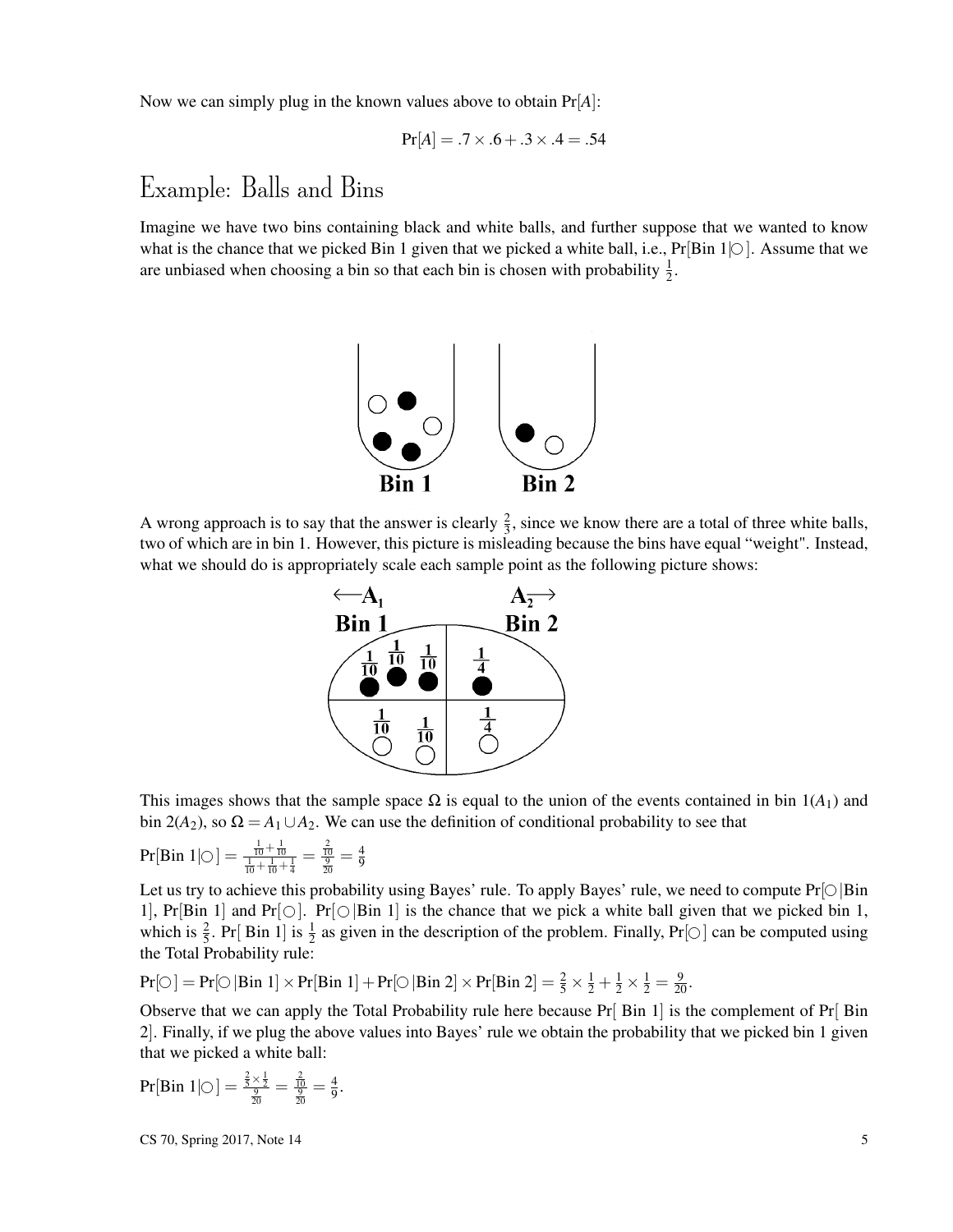Now we can simply plug in the known values above to obtain $\Pr[A]$:

$$\Pr[A] = .7 \times .6 + .3 \times .4 = .54$$

# Example: Balls and Bins

Imagine we have two bins containing black and white balls, and further suppose that we wanted to know what is the chance that we picked Bin 1 given that we picked a white ball, i.e., $\Pr[\text{Bin } 1|\bigcirc]$. Assume that we are unbiased when choosing a bin so that each bin is chosen with probability $\frac{1}{2}$.

A wrong approach is to say that the answer is clearly $\frac{2}{3}$, since we know there are a total of three white balls, two of which are in bin 1. However, this picture is misleading because the bins have equal "weight". Instead, what we should do is appropriately scale each sample point as the following picture shows:

This images shows that the sample space $\Omega$ is equal to the union of the events contained in bin 1($A_1$) and bin 2($A_2$), so $\Omega = A_1 \cup A_2$. We can use the definition of conditional probability to see that

$$\Pr[\text{Bin } 1|\bigcirc] = \frac{\frac{1}{10} + \frac{1}{10}}{\frac{1}{10} + \frac{1}{10} + \frac{1}{4}} = \frac{\frac{2}{10}}{\frac{9}{20}} = \frac{4}{9}$$

Let us try to achieve this probability using Bayes' rule. To apply Bayes' rule, we need to compute $\Pr[\bigcirc|\text{Bin } 1]$, $\Pr[\text{Bin } 1]$ and $\Pr[\bigcirc]$. $\Pr[\bigcirc|\text{Bin } 1]$ is the chance that we pick a white ball given that we picked bin 1, which is $\frac{2}{5}$. $\Pr[\text{Bin } 1]$ is $\frac{1}{2}$ as given in the description of the problem. Finally, $\Pr[\bigcirc]$ can be computed using the Total Probability rule:

$$\Pr[\bigcirc] = \Pr[\bigcirc|\text{Bin } 1] \times \Pr[\text{Bin } 1] + \Pr[\bigcirc|\text{Bin } 2] \times \Pr[\text{Bin } 2] = \frac{2}{5} \times \frac{1}{2} + \frac{1}{2} \times \frac{1}{2} = \frac{9}{20}.$$

Observe that we can apply the Total Probability rule here because $\Pr[\text{Bin } 1]$ is the complement of $\Pr[\text{Bin } 2]$. Finally, if we plug the above values into Bayes' rule we obtain the probability that we picked bin 1 given that we picked a white ball:

$$\Pr[\text{Bin } 1|\bigcirc] = \frac{\frac{2}{5} \times \frac{1}{2}}{\frac{9}{20}} = \frac{\frac{2}{10}}{\frac{9}{20}} = \frac{4}{9}.$$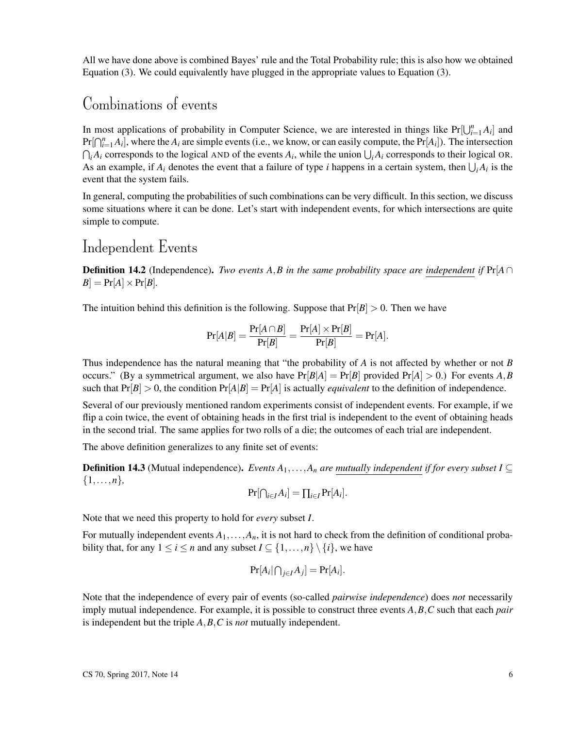All we have done above is combined Bayes' rule and the Total Probability rule; this is also how we obtained Equation (3). We could equivalently have plugged in the appropriate values to Equation (3).

# Combinations of events

In most applications of probability in Computer Science, we are interested in things like $\Pr[\bigcup_{i=1}^{n} A_i]$ and $\Pr[\bigcap_{i=1}^{n} A_i]$, where the $A_i$ are simple events (i.e., we know, or can easily compute, the $\Pr[A_i]$). The intersection $\bigcap_i A_i$ corresponds to the logical AND of the events $A_i$, while the union $\bigcup_i A_i$ corresponds to their logical OR. As an example, if $A_i$ denotes the event that a failure of type $i$ happens in a certain system, then $\bigcup_i A_i$ is the event that the system fails.

In general, computing the probabilities of such combinations can be very difficult. In this section, we discuss some situations where it can be done. Let's start with independent events, for which intersections are quite simple to compute.

# Independent Events

**Definition 14.2** (Independence). *Two events $A, B$ in the same probability space are independent if* $\Pr[A \cap B] = \Pr[A] \times \Pr[B]$.

The intuition behind this definition is the following. Suppose that $\Pr[B] > 0$. Then we have

$$\Pr[A|B] = \frac{\Pr[A \cap B]}{\Pr[B]} = \frac{\Pr[A] \times \Pr[B]}{\Pr[B]} = \Pr[A].$$

Thus independence has the natural meaning that "the probability of $A$ is not affected by whether or not $B$ occurs." (By a symmetrical argument, we also have $\Pr[B|A] = \Pr[B]$ provided $\Pr[A] > 0$.) For events $A, B$ such that $\Pr[B] > 0$, the condition $\Pr[A|B] = \Pr[A]$ is actually *equivalent* to the definition of independence.

Several of our previously mentioned random experiments consist of independent events. For example, if we flip a coin twice, the event of obtaining heads in the first trial is independent to the event of obtaining heads in the second trial. The same applies for two rolls of a die; the outcomes of each trial are independent.

The above definition generalizes to any finite set of events:

**Definition 14.3** (Mutual independence). *Events $A_1, \ldots, A_n$ are mutually independent if for every subset $I \subseteq \{1, \ldots, n\}$,*

$$\Pr[\textstyle\bigcap_{i \in I} A_i] = \prod_{i \in I} \Pr[A_i].$$

Note that we need this property to hold for *every* subset $I$.

For mutually independent events $A_1, \ldots, A_n$, it is not hard to check from the definition of conditional probability that, for any $1 \leq i \leq n$ and any subset $I \subseteq \{1, \ldots, n\} \setminus \{i\}$, we have

$$\Pr[A_i | \textstyle\bigcap_{j \in I} A_j] = \Pr[A_i].$$

Note that the independence of every pair of events (so-called *pairwise independence*) does *not* necessarily imply mutual independence. For example, it is possible to construct three events $A, B, C$ such that each *pair* is independent but the triple $A, B, C$ is *not* mutually independent.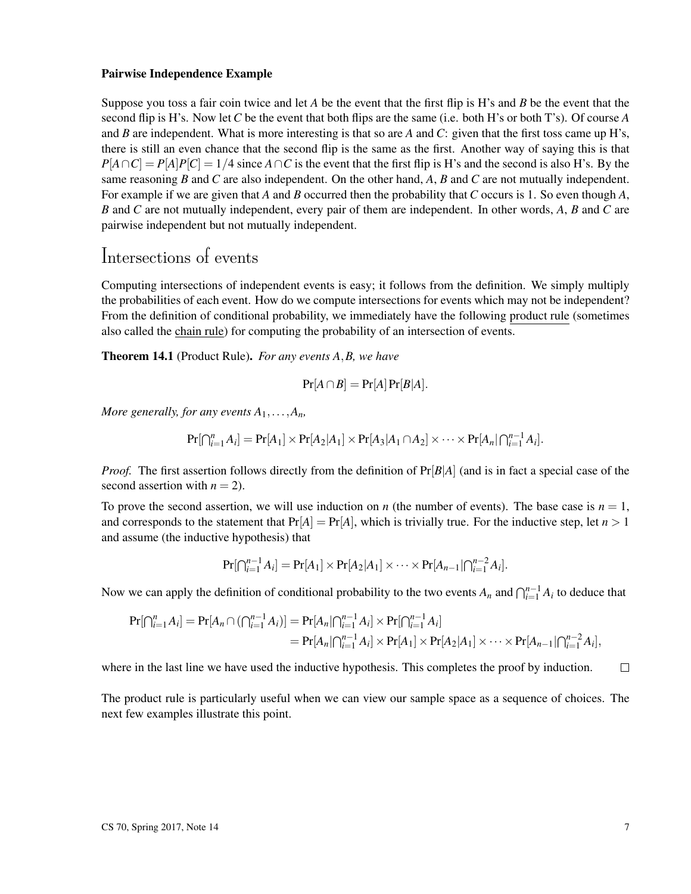**Pairwise Independence Example**

Suppose you toss a fair coin twice and let $A$ be the event that the first flip is H's and $B$ be the event that the second flip is H's. Now let $C$ be the event that both flips are the same (i.e. both H's or both T's). Of course $A$ and $B$ are independent. What is more interesting is that so are $A$ and $C$: given that the first toss came up H's, there is still an even chance that the second flip is the same as the first. Another way of saying this is that $P[A \cap C] = P[A]P[C] = 1/4$ since $A \cap C$ is the event that the first flip is H's and the second is also H's. By the same reasoning $B$ and $C$ are also independent. On the other hand, $A$, $B$ and $C$ are not mutually independent. For example if we are given that $A$ and $B$ occurred then the probability that $C$ occurs is 1. So even though $A$, $B$ and $C$ are not mutually independent, every pair of them are independent. In other words, $A$, $B$ and $C$ are pairwise independent but not mutually independent.

# Intersections of events

Computing intersections of independent events is easy; it follows from the definition. We simply multiply the probabilities of each event. How do we compute intersections for events which may not be independent? From the definition of conditional probability, we immediately have the following product rule (sometimes also called the chain rule) for computing the probability of an intersection of events.

**Theorem 14.1** (Product Rule). *For any events $A, B$, we have*

$$\Pr[A \cap B] = \Pr[A]\Pr[B|A].$$

*More generally, for any events $A_1, \ldots, A_n$,*

$$\Pr[\textstyle\bigcap_{i=1}^n A_i] = \Pr[A_1] \times \Pr[A_2|A_1] \times \Pr[A_3|A_1 \cap A_2] \times \cdots \times \Pr[A_n|\bigcap_{i=1}^{n-1} A_i].$$

*Proof.* The first assertion follows directly from the definition of $\Pr[B|A]$ (and is in fact a special case of the second assertion with $n = 2$).

To prove the second assertion, we will use induction on $n$ (the number of events). The base case is $n = 1$, and corresponds to the statement that $\Pr[A] = \Pr[A]$, which is trivially true. For the inductive step, let $n > 1$ and assume (the inductive hypothesis) that

$$\Pr[\textstyle\bigcap_{i=1}^{n-1} A_i] = \Pr[A_1] \times \Pr[A_2|A_1] \times \cdots \times \Pr[A_{n-1}|\bigcap_{i=1}^{n-2} A_i].$$

Now we can apply the definition of conditional probability to the two events $A_n$ and $\bigcap_{i=1}^{n-1} A_i$ to deduce that

$$\begin{aligned}
\Pr[\textstyle\bigcap_{i=1}^n A_i] = \Pr[A_n \cap (\bigcap_{i=1}^{n-1} A_i)] &= \Pr[A_n|\textstyle\bigcap_{i=1}^{n-1} A_i] \times \Pr[\bigcap_{i=1}^{n-1} A_i] \\
&= \Pr[A_n|\textstyle\bigcap_{i=1}^{n-1} A_i] \times \Pr[A_1] \times \Pr[A_2|A_1] \times \cdots \times \Pr[A_{n-1}|\bigcap_{i=1}^{n-2} A_i],
\end{aligned}$$

where in the last line we have used the inductive hypothesis. This completes the proof by induction. □

The product rule is particularly useful when we can view our sample space as a sequence of choices. The next few examples illustrate this point.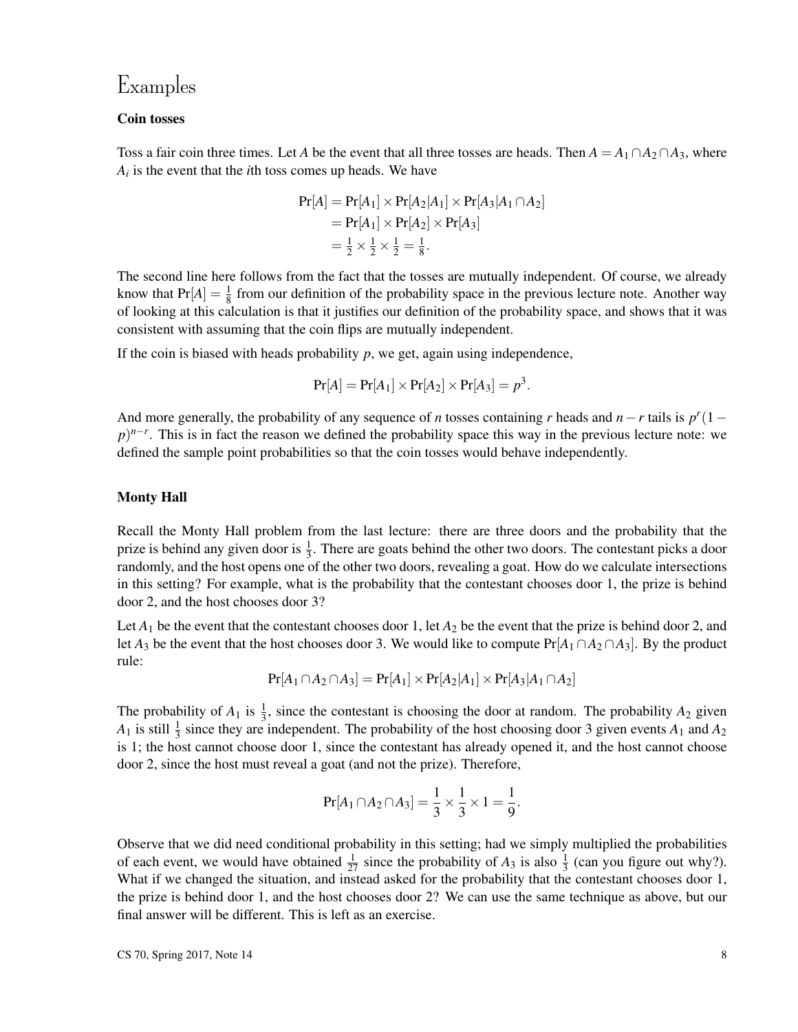# Examples

### Coin tosses

Toss a fair coin three times. Let $A$ be the event that all three tosses are heads. Then $A = A_1 \cap A_2 \cap A_3$, where $A_i$ is the event that the $i$th toss comes up heads. We have

$$
\begin{aligned}
\Pr[A] &= \Pr[A_1] \times \Pr[A_2|A_1] \times \Pr[A_3|A_1 \cap A_2] \\
&= \Pr[A_1] \times \Pr[A_2] \times \Pr[A_3] \\
&= \tfrac{1}{2} \times \tfrac{1}{2} \times \tfrac{1}{2} = \tfrac{1}{8}.
\end{aligned}
$$

The second line here follows from the fact that the tosses are mutually independent. Of course, we already know that $\Pr[A] = \frac{1}{8}$ from our definition of the probability space in the previous lecture note. Another way of looking at this calculation is that it justifies our definition of the probability space, and shows that it was consistent with assuming that the coin flips are mutually independent.

If the coin is biased with heads probability $p$, we get, again using independence,

$$\Pr[A] = \Pr[A_1] \times \Pr[A_2] \times \Pr[A_3] = p^3.$$

And more generally, the probability of any sequence of $n$ tosses containing $r$ heads and $n-r$ tails is $p^r(1-p)^{n-r}$. This is in fact the reason we defined the probability space this way in the previous lecture note: we defined the sample point probabilities so that the coin tosses would behave independently.

### Monty Hall

Recall the Monty Hall problem from the last lecture: there are three doors and the probability that the prize is behind any given door is $\frac{1}{3}$. There are goats behind the other two doors. The contestant picks a door randomly, and the host opens one of the other two doors, revealing a goat. How do we calculate intersections in this setting? For example, what is the probability that the contestant chooses door 1, the prize is behind door 2, and the host chooses door 3?

Let $A_1$ be the event that the contestant chooses door 1, let $A_2$ be the event that the prize is behind door 2, and let $A_3$ be the event that the host chooses door 3. We would like to compute $\Pr[A_1 \cap A_2 \cap A_3]$. By the product rule:

$$\Pr[A_1 \cap A_2 \cap A_3] = \Pr[A_1] \times \Pr[A_2|A_1] \times \Pr[A_3|A_1 \cap A_2]$$

The probability of $A_1$ is $\frac{1}{3}$, since the contestant is choosing the door at random. The probability $A_2$ given $A_1$ is still $\frac{1}{3}$ since they are independent. The probability of the host choosing door 3 given events $A_1$ and $A_2$ is 1; the host cannot choose door 1, since the contestant has already opened it, and the host cannot choose door 2, since the host must reveal a goat (and not the prize). Therefore,

$$\Pr[A_1 \cap A_2 \cap A_3] = \frac{1}{3} \times \frac{1}{3} \times 1 = \frac{1}{9}.$$

Observe that we did need conditional probability in this setting; had we simply multiplied the probabilities of each event, we would have obtained $\frac{1}{27}$ since the probability of $A_3$ is also $\frac{1}{3}$ (can you figure out why?). What if we changed the situation, and instead asked for the probability that the contestant chooses door 1, the prize is behind door 1, and the host chooses door 2? We can use the same technique as above, but our final answer will be different. This is left as an exercise.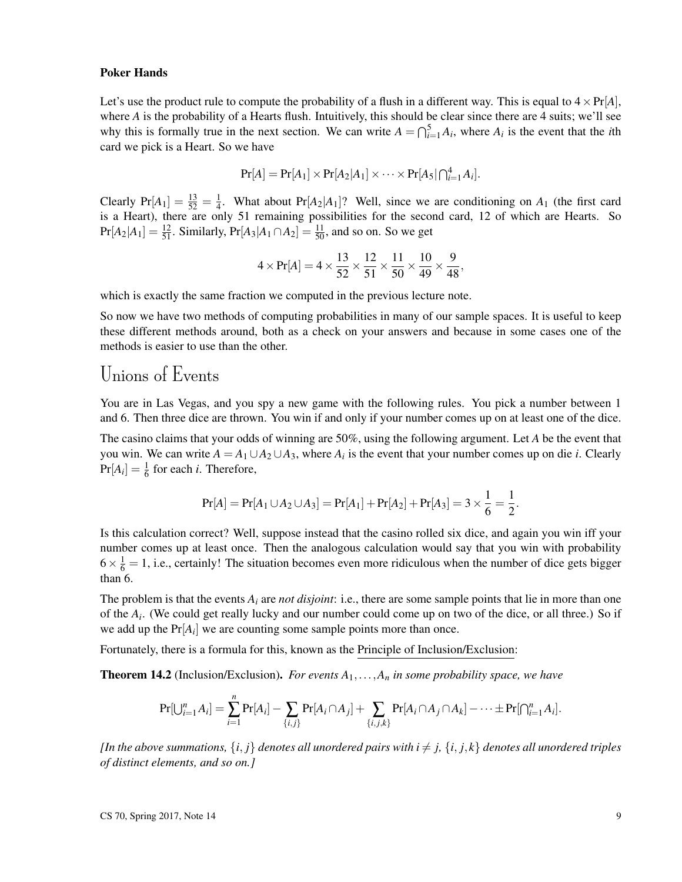**Poker Hands**

Let's use the product rule to compute the probability of a flush in a different way. This is equal to $4 \times \Pr[A]$, where $A$ is the probability of a Hearts flush. Intuitively, this should be clear since there are 4 suits; we'll see why this is formally true in the next section. We can write $A = \bigcap_{i=1}^{5} A_i$, where $A_i$ is the event that the $i$th card we pick is a Heart. So we have

$$\Pr[A] = \Pr[A_1] \times \Pr[A_2|A_1] \times \cdots \times \Pr[A_5|\bigcap_{i=1}^{4} A_i].$$

Clearly $\Pr[A_1] = \frac{13}{52} = \frac{1}{4}$. What about $\Pr[A_2|A_1]$? Well, since we are conditioning on $A_1$ (the first card is a Heart), there are only 51 remaining possibilities for the second card, 12 of which are Hearts. So $\Pr[A_2|A_1] = \frac{12}{51}$. Similarly, $\Pr[A_3|A_1 \cap A_2] = \frac{11}{50}$, and so on. So we get

$$4 \times \Pr[A] = 4 \times \frac{13}{52} \times \frac{12}{51} \times \frac{11}{50} \times \frac{10}{49} \times \frac{9}{48},$$

which is exactly the same fraction we computed in the previous lecture note.

So now we have two methods of computing probabilities in many of our sample spaces. It is useful to keep these different methods around, both as a check on your answers and because in some cases one of the methods is easier to use than the other.

# Unions of Events

You are in Las Vegas, and you spy a new game with the following rules. You pick a number between 1 and 6. Then three dice are thrown. You win if and only if your number comes up on at least one of the dice.

The casino claims that your odds of winning are 50%, using the following argument. Let $A$ be the event that you win. We can write $A = A_1 \cup A_2 \cup A_3$, where $A_i$ is the event that your number comes up on die $i$. Clearly $\Pr[A_i] = \frac{1}{6}$ for each $i$. Therefore,

$$\Pr[A] = \Pr[A_1 \cup A_2 \cup A_3] = \Pr[A_1] + \Pr[A_2] + \Pr[A_3] = 3 \times \frac{1}{6} = \frac{1}{2}.$$

Is this calculation correct? Well, suppose instead that the casino rolled six dice, and again you win iff your number comes up at least once. Then the analogous calculation would say that you win with probability $6 \times \frac{1}{6} = 1$, i.e., certainly! The situation becomes even more ridiculous when the number of dice gets bigger than 6.

The problem is that the events $A_i$ are *not disjoint*: i.e., there are some sample points that lie in more than one of the $A_i$. (We could get really lucky and our number could come up on two of the dice, or all three.) So if we add up the $\Pr[A_i]$ we are counting some sample points more than once.

Fortunately, there is a formula for this, known as the Principle of Inclusion/Exclusion:

**Theorem 14.2** (Inclusion/Exclusion). *For events $A_1, \ldots, A_n$ in some probability space, we have*

$$\Pr[\bigcup_{i=1}^{n} A_i] = \sum_{i=1}^{n} \Pr[A_i] - \sum_{\{i,j\}} \Pr[A_i \cap A_j] + \sum_{\{i,j,k\}} \Pr[A_i \cap A_j \cap A_k] - \cdots \pm \Pr[\bigcap_{i=1}^{n} A_i].$$

*[In the above summations, $\{i, j\}$ denotes all unordered pairs with $i \neq j$, $\{i, j, k\}$ denotes all unordered triples of distinct elements, and so on.]*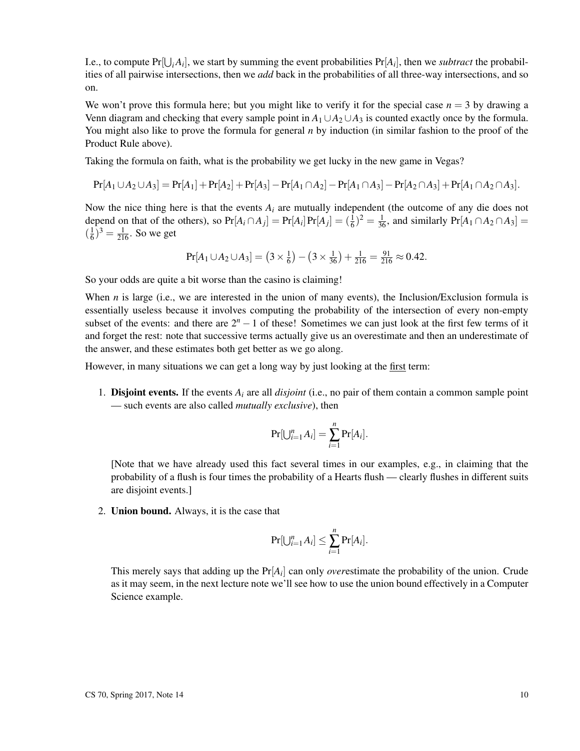I.e., to compute $\Pr[\bigcup_i A_i]$, we start by summing the event probabilities $\Pr[A_i]$, then we *subtract* the probabilities of all pairwise intersections, then we *add* back in the probabilities of all three-way intersections, and so on.

We won't prove this formula here; but you might like to verify it for the special case $n = 3$ by drawing a Venn diagram and checking that every sample point in $A_1 \cup A_2 \cup A_3$ is counted exactly once by the formula. You might also like to prove the formula for general $n$ by induction (in similar fashion to the proof of the Product Rule above).

Taking the formula on faith, what is the probability we get lucky in the new game in Vegas?

$$\Pr[A_1 \cup A_2 \cup A_3] = \Pr[A_1] + \Pr[A_2] + \Pr[A_3] - \Pr[A_1 \cap A_2] - \Pr[A_1 \cap A_3] - \Pr[A_2 \cap A_3] + \Pr[A_1 \cap A_2 \cap A_3].$$

Now the nice thing here is that the events $A_i$ are mutually independent (the outcome of any die does not depend on that of the others), so $\Pr[A_i \cap A_j] = \Pr[A_i]\Pr[A_j] = (\frac{1}{6})^2 = \frac{1}{36}$, and similarly $\Pr[A_1 \cap A_2 \cap A_3] = (\frac{1}{6})^3 = \frac{1}{216}$. So we get

$$\Pr[A_1 \cup A_2 \cup A_3] = \left(3 \times \tfrac{1}{6}\right) - \left(3 \times \tfrac{1}{36}\right) + \tfrac{1}{216} = \tfrac{91}{216} \approx 0.42.$$

So your odds are quite a bit worse than the casino is claiming!

When $n$ is large (i.e., we are interested in the union of many events), the Inclusion/Exclusion formula is essentially useless because it involves computing the probability of the intersection of every non-empty subset of the events: and there are $2^n - 1$ of these! Sometimes we can just look at the first few terms of it and forget the rest: note that successive terms actually give us an overestimate and then an underestimate of the answer, and these estimates both get better as we go along.

However, in many situations we can get a long way by just looking at the first term:

1. **Disjoint events.** If the events $A_i$ are all *disjoint* (i.e., no pair of them contain a common sample point — such events are also called *mutually exclusive*), then

$$\Pr[\bigcup_{i=1}^n A_i] = \sum_{i=1}^n \Pr[A_i].$$

   [Note that we have already used this fact several times in our examples, e.g., in claiming that the probability of a flush is four times the probability of a Hearts flush — clearly flushes in different suits are disjoint events.]

2. **Union bound.** Always, it is the case that

$$\Pr[\bigcup_{i=1}^n A_i] \leq \sum_{i=1}^n \Pr[A_i].$$

   This merely says that adding up the $\Pr[A_i]$ can only *over*estimate the probability of the union. Crude as it may seem, in the next lecture note we'll see how to use the union bound effectively in a Computer Science example.